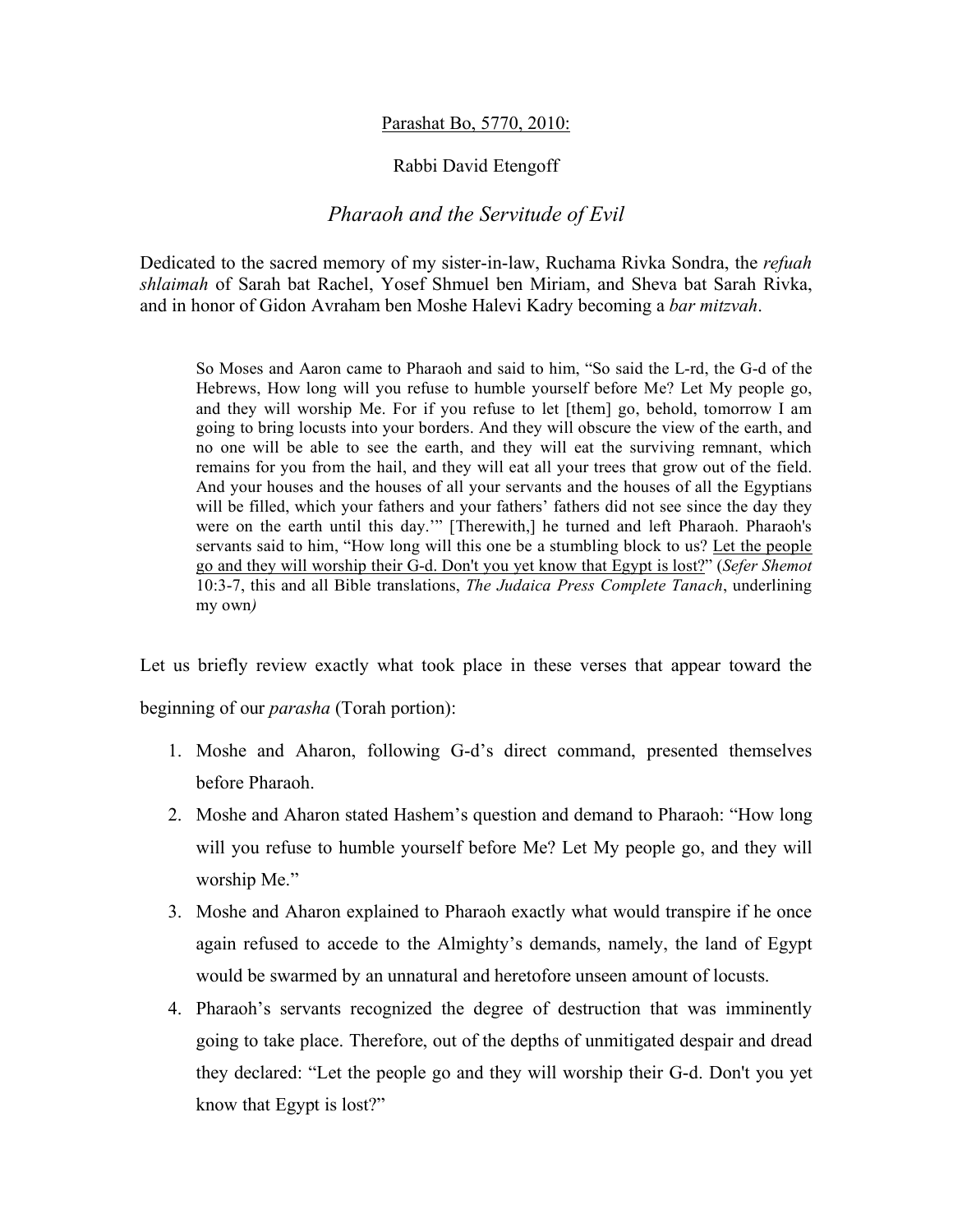<u>Parashat Bo, 5770, 2010:</u>

Rabbi David Etengoff

# *Pharaoh and the Servitude of Evil*

Dedicated to the sacred memory of my sister-in-law, Ruchama Rivka Sondra, the *refuah shlaimah* of Sarah bat Rachel, Yosef Shmuel ben Miriam, and Sheva bat Sarah Rivka, and in honor of Gidon Avraham ben Moshe Halevi Kadry becoming a *bar mitzvah*.

> So Moses and Aaron came to Pharaoh and said to him, "So said the L-rd, the G-d of the Hebrews, How long will you refuse to humble yourself before Me? Let My people go, and they will worship Me. For if you refuse to let [them] go, behold, tomorrow I am going to bring locusts into your borders. And they will obscure the view of the earth, and no one will be able to see the earth, and they will eat the surviving remnant, which remains for you from the hail, and they will eat all your trees that grow out of the field. And your houses and the houses of all your servants and the houses of all the Egyptians will be filled, which your fathers and your fathers' fathers did not see since the day they were on the earth until this day.'" [Therewith,] he turned and left Pharaoh. Pharaoh's servants said to him, "How long will this one be a stumbling block to us? <u>Let the people go and they will worship their G-d. Don't you yet know that Egypt is lost?</u>" (*Sefer Shemot* 10:3-7, this and all Bible translations, *The Judaica Press Complete Tanach*, underlining my own*)*

Let us briefly review exactly what took place in these verses that appear toward the beginning of our *parasha* (Torah portion):

1. Moshe and Aharon, following G-d's direct command, presented themselves before Pharaoh.
2. Moshe and Aharon stated Hashem's question and demand to Pharaoh: "How long will you refuse to humble yourself before Me? Let My people go, and they will worship Me."
3. Moshe and Aharon explained to Pharaoh exactly what would transpire if he once again refused to accede to the Almighty's demands, namely, the land of Egypt would be swarmed by an unnatural and heretofore unseen amount of locusts.
4. Pharaoh's servants recognized the degree of destruction that was imminently going to take place. Therefore, out of the depths of unmitigated despair and dread they declared: "Let the people go and they will worship their G-d. Don't you yet know that Egypt is lost?"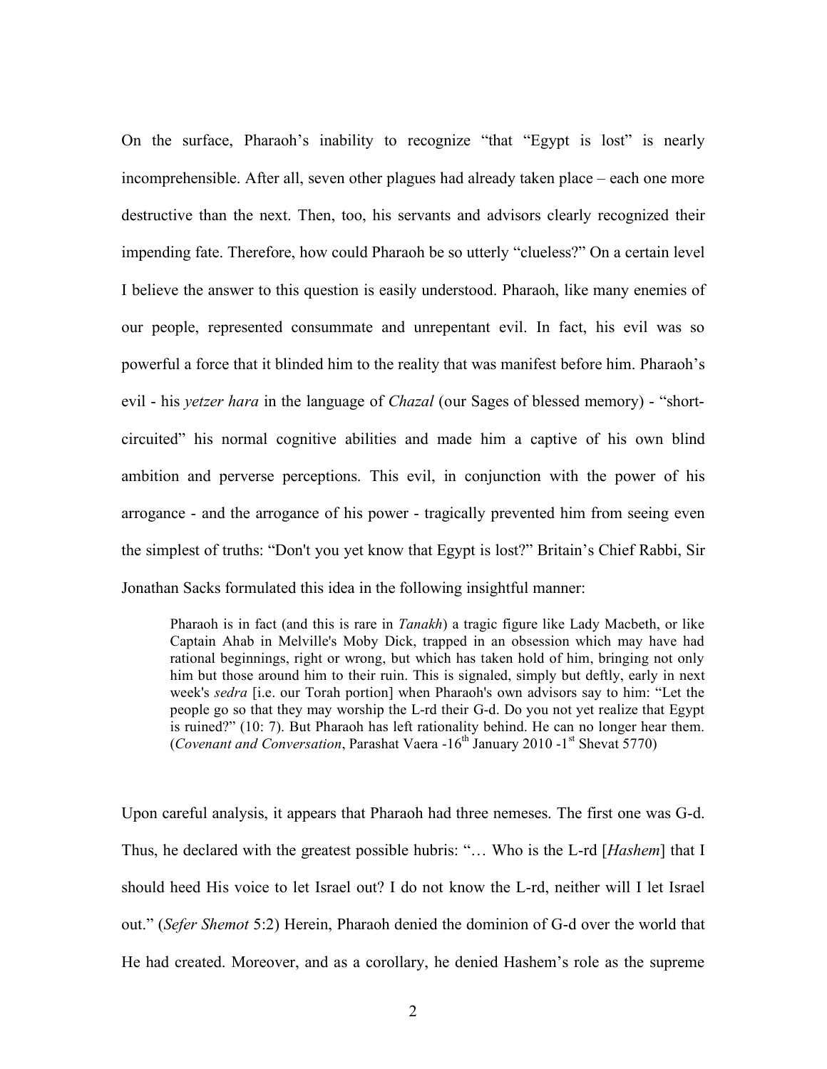On the surface, Pharaoh's inability to recognize "that "Egypt is lost" is nearly incomprehensible. After all, seven other plagues had already taken place – each one more destructive than the next. Then, too, his servants and advisors clearly recognized their impending fate. Therefore, how could Pharaoh be so utterly "clueless?" On a certain level I believe the answer to this question is easily understood. Pharaoh, like many enemies of our people, represented consummate and unrepentant evil. In fact, his evil was so powerful a force that it blinded him to the reality that was manifest before him. Pharaoh's evil - his *yetzer hara* in the language of *Chazal* (our Sages of blessed memory) - "short-circuited" his normal cognitive abilities and made him a captive of his own blind ambition and perverse perceptions. This evil, in conjunction with the power of his arrogance - and the arrogance of his power - tragically prevented him from seeing even the simplest of truths: "Don't you yet know that Egypt is lost?" Britain's Chief Rabbi, Sir Jonathan Sacks formulated this idea in the following insightful manner:

> Pharaoh is in fact (and this is rare in *Tanakh*) a tragic figure like Lady Macbeth, or like Captain Ahab in Melville's Moby Dick, trapped in an obsession which may have had rational beginnings, right or wrong, but which has taken hold of him, bringing not only him but those around him to their ruin. This is signaled, simply but deftly, early in next week's *sedra* [i.e. our Torah portion] when Pharaoh's own advisors say to him: "Let the people go so that they may worship the L-rd their G-d. Do you not yet realize that Egypt is ruined?" (10: 7). But Pharaoh has left rationality behind. He can no longer hear them. (*Covenant and Conversation*, Parashat Vaera -16th January 2010 -1st Shevat 5770)

Upon careful analysis, it appears that Pharaoh had three nemeses. The first one was G-d. Thus, he declared with the greatest possible hubris: "… Who is the L-rd [*Hashem*] that I should heed His voice to let Israel out? I do not know the L-rd, neither will I let Israel out." (*Sefer Shemot* 5:2) Herein, Pharaoh denied the dominion of G-d over the world that He had created. Moreover, and as a corollary, he denied Hashem's role as the supreme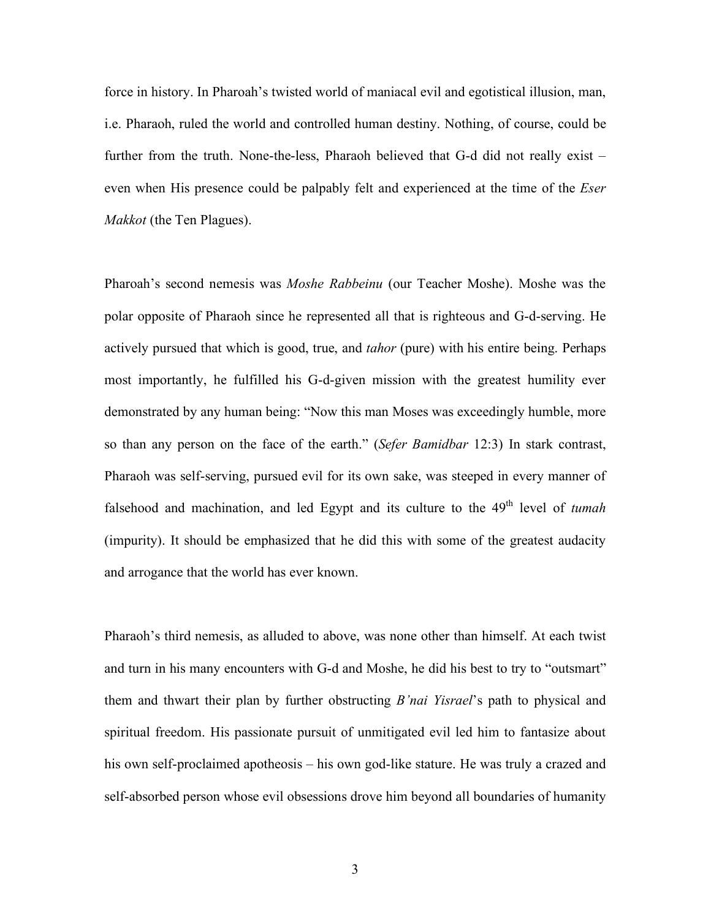force in history. In Pharoah's twisted world of maniacal evil and egotistical illusion, man, i.e. Pharaoh, ruled the world and controlled human destiny. Nothing, of course, could be further from the truth. None-the-less, Pharaoh believed that G-d did not really exist – even when His presence could be palpably felt and experienced at the time of the *Eser Makkot* (the Ten Plagues).

Pharoah's second nemesis was *Moshe Rabbeinu* (our Teacher Moshe). Moshe was the polar opposite of Pharaoh since he represented all that is righteous and G-d-serving. He actively pursued that which is good, true, and *tahor* (pure) with his entire being. Perhaps most importantly, he fulfilled his G-d-given mission with the greatest humility ever demonstrated by any human being: "Now this man Moses was exceedingly humble, more so than any person on the face of the earth." (*Sefer Bamidbar* 12:3) In stark contrast, Pharaoh was self-serving, pursued evil for its own sake, was steeped in every manner of falsehood and machination, and led Egypt and its culture to the 49th level of *tumah* (impurity). It should be emphasized that he did this with some of the greatest audacity and arrogance that the world has ever known.

Pharaoh's third nemesis, as alluded to above, was none other than himself. At each twist and turn in his many encounters with G-d and Moshe, he did his best to try to "outsmart" them and thwart their plan by further obstructing *B'nai Yisrael*'s path to physical and spiritual freedom. His passionate pursuit of unmitigated evil led him to fantasize about his own self-proclaimed apotheosis – his own god-like stature. He was truly a crazed and self-absorbed person whose evil obsessions drove him beyond all boundaries of humanity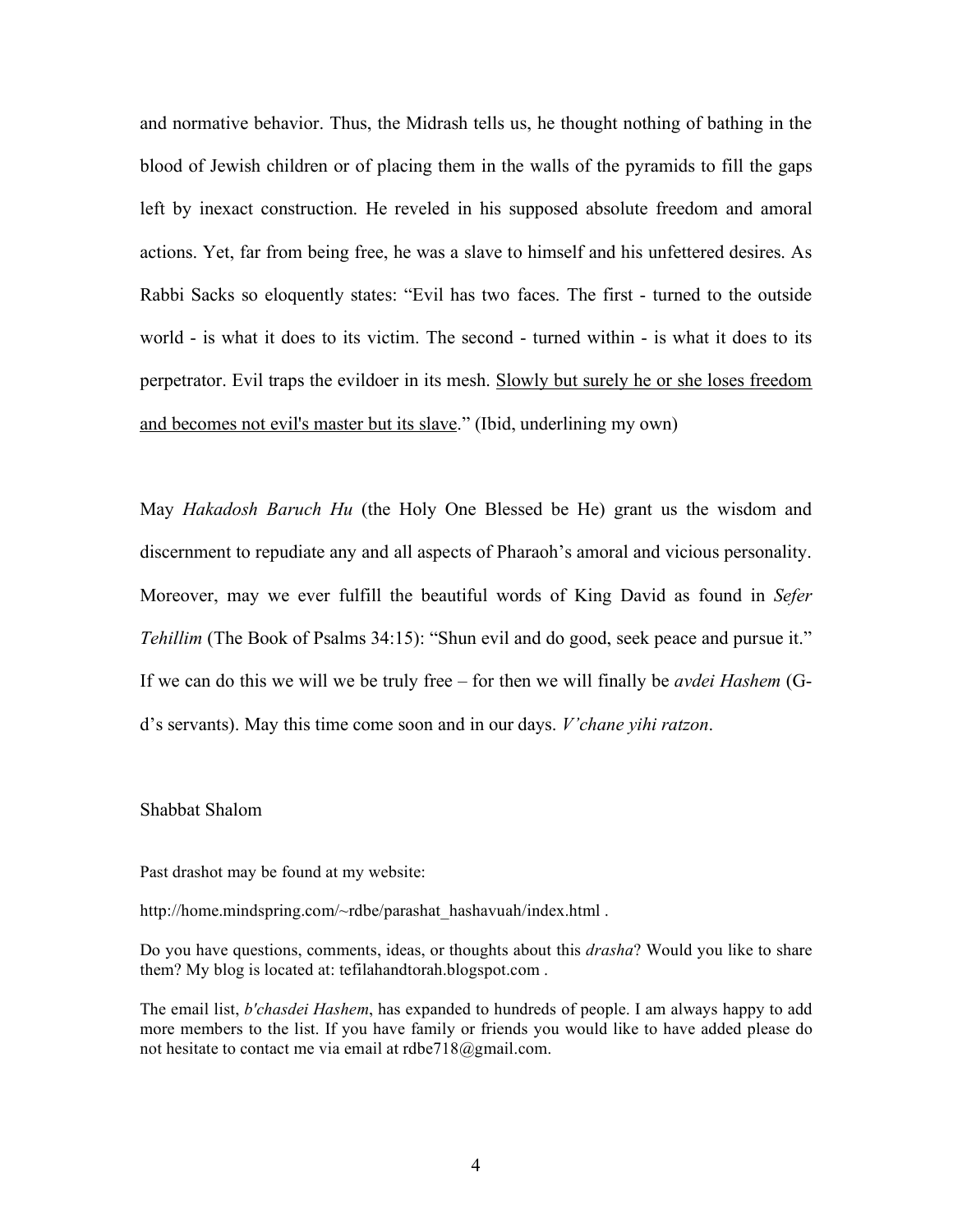and normative behavior. Thus, the Midrash tells us, he thought nothing of bathing in the blood of Jewish children or of placing them in the walls of the pyramids to fill the gaps left by inexact construction. He reveled in his supposed absolute freedom and amoral actions. Yet, far from being free, he was a slave to himself and his unfettered desires. As Rabbi Sacks so eloquently states: "Evil has two faces. The first - turned to the outside world - is what it does to its victim. The second - turned within - is what it does to its perpetrator. Evil traps the evildoer in its mesh. <u>Slowly but surely he or she loses freedom and becomes not evil's master but its slave</u>." (Ibid, underlining my own)

May *Hakadosh Baruch Hu* (the Holy One Blessed be He) grant us the wisdom and discernment to repudiate any and all aspects of Pharaoh's amoral and vicious personality. Moreover, may we ever fulfill the beautiful words of King David as found in *Sefer Tehillim* (The Book of Psalms 34:15): "Shun evil and do good, seek peace and pursue it." If we can do this we will we be truly free – for then we will finally be *avdei Hashem* (G-d's servants). May this time come soon and in our days. *V'chane yihi ratzon*.

Shabbat Shalom

Past drashot may be found at my website:

http://home.mindspring.com/~rdbe/parashat_hashavuah/index.html .

Do you have questions, comments, ideas, or thoughts about this *drasha*? Would you like to share them? My blog is located at: tefilahandtorah.blogspot.com .

The email list, *b'chasdei Hashem*, has expanded to hundreds of people. I am always happy to add more members to the list. If you have family or friends you would like to have added please do not hesitate to contact me via email at rdbe718@gmail.com.